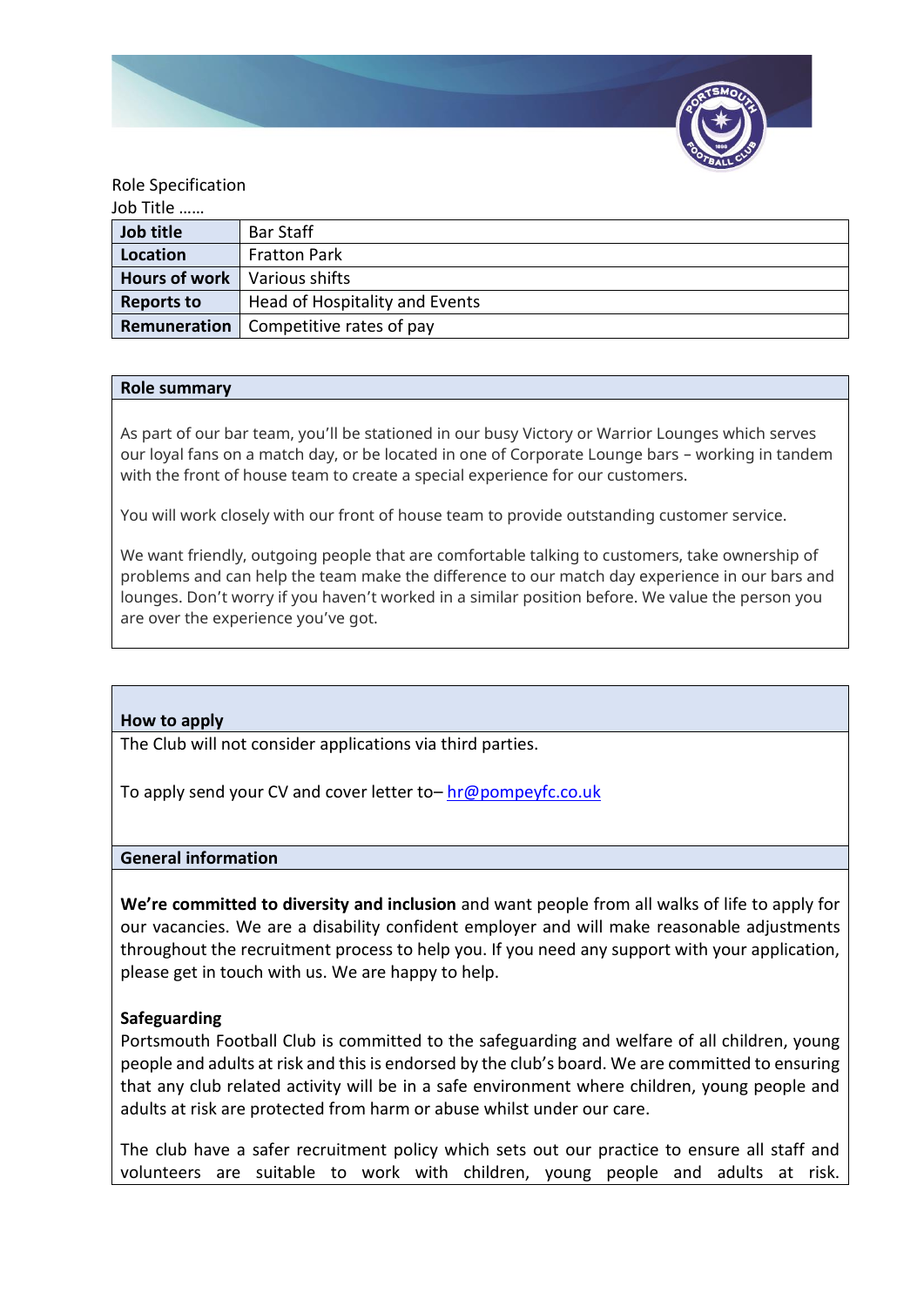Role Specification

Job Title ……

| Job title | Bar Staff |
|---|---|
| Location | Fratton Park |
| Hours of work | Various shifts |
| Reports to | Head of Hospitality and Events |
| Remuneration | Competitive rates of pay |

## Role summary

As part of our bar team, you'll be stationed in our busy Victory or Warrior Lounges which serves our loyal fans on a match day, or be located in one of Corporate Lounge bars – working in tandem with the front of house team to create a special experience for our customers.

You will work closely with our front of house team to provide outstanding customer service.

We want friendly, outgoing people that are comfortable talking to customers, take ownership of problems and can help the team make the difference to our match day experience in our bars and lounges. Don't worry if you haven't worked in a similar position before. We value the person you are over the experience you've got.

## How to apply

The Club will not consider applications via third parties.

To apply send your CV and cover letter to– hr@pompeyfc.co.uk

## General information

**We're committed to diversity and inclusion** and want people from all walks of life to apply for our vacancies. We are a disability confident employer and will make reasonable adjustments throughout the recruitment process to help you. If you need any support with your application, please get in touch with us. We are happy to help.

**Safeguarding**

Portsmouth Football Club is committed to the safeguarding and welfare of all children, young people and adults at risk and this is endorsed by the club's board. We are committed to ensuring that any club related activity will be in a safe environment where children, young people and adults at risk are protected from harm or abuse whilst under our care.

The club have a safer recruitment policy which sets out our practice to ensure all staff and volunteers are suitable to work with children, young people and adults at risk.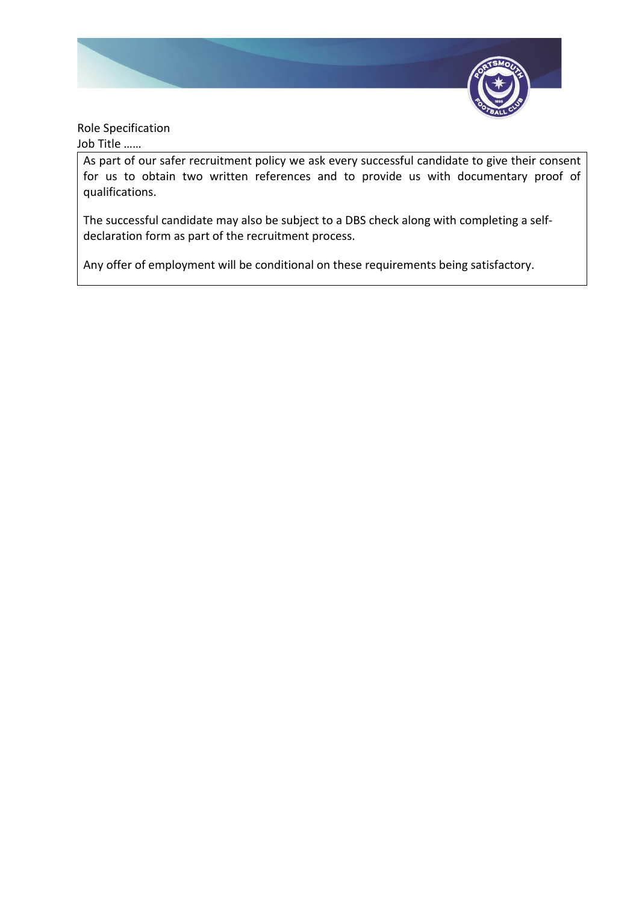Role Specification

Job Title ……

As part of our safer recruitment policy we ask every successful candidate to give their consent for us to obtain two written references and to provide us with documentary proof of qualifications.

The successful candidate may also be subject to a DBS check along with completing a self-declaration form as part of the recruitment process.

Any offer of employment will be conditional on these requirements being satisfactory.